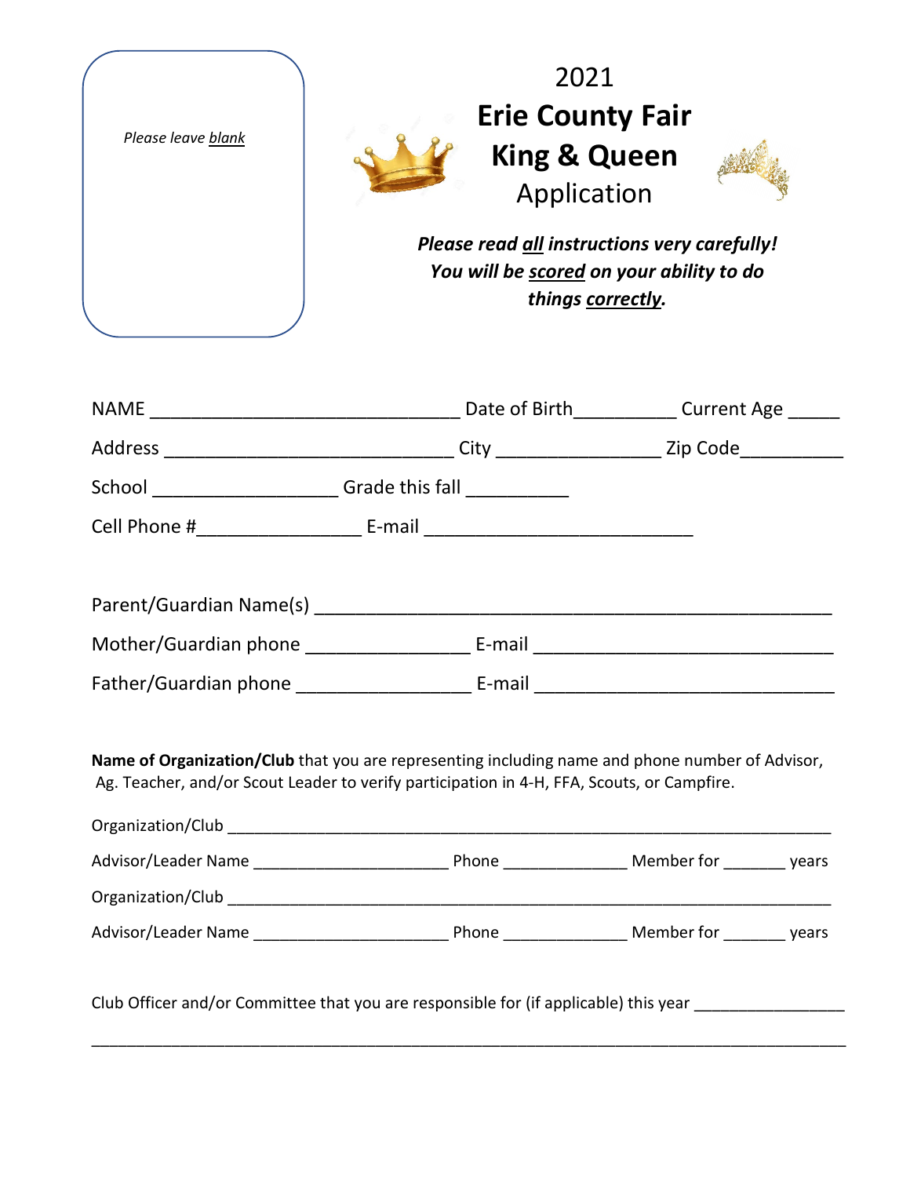*Please leave blank*

# 2021
# Erie County Fair King & Queen
## Application

***Please read all instructions very carefully! You will be scored on your ability to do things correctly.***

NAME ______________________________ Date of Birth__________ Current Age _____

Address ____________________________ City ________________ Zip Code__________

School __________________ Grade this fall __________

Cell Phone #________________ E-mail __________________________

Parent/Guardian Name(s) ___________________________________________________

Mother/Guardian phone ________________ E-mail _____________________________

Father/Guardian phone _________________ E-mail _____________________________

**Name of Organization/Club** that you are representing including name and phone number of Advisor, Ag. Teacher, and/or Scout Leader to verify participation in 4-H, FFA, Scouts, or Campfire.

Organization/Club _________________________________________________________________

Advisor/Leader Name ______________________ Phone ______________ Member for _______ years

Organization/Club _________________________________________________________________

Advisor/Leader Name ______________________ Phone ______________ Member for _______ years

Club Officer and/or Committee that you are responsible for (if applicable) this year ________________

_____________________________________________________________________________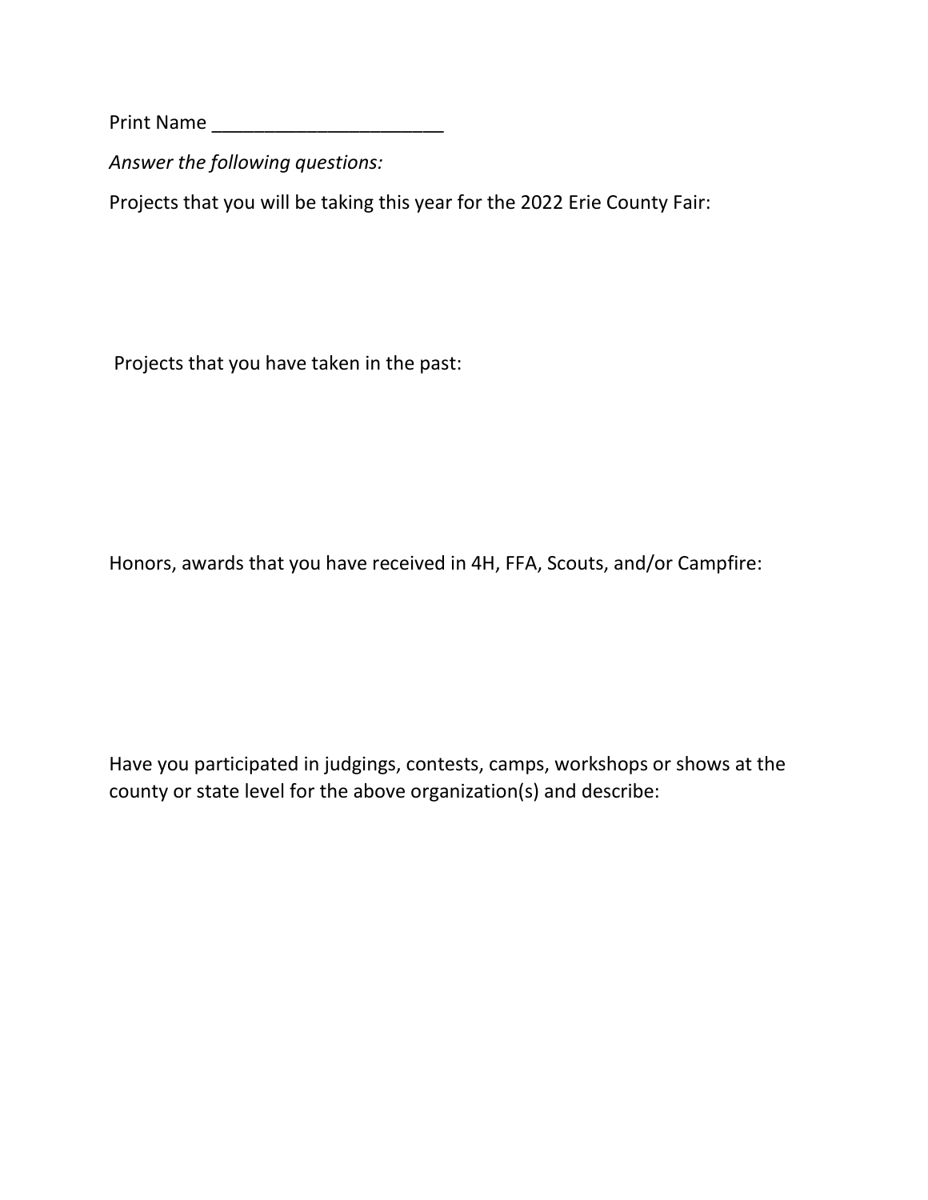Print Name ______________________

*Answer the following questions:*

Projects that you will be taking this year for the 2022 Erie County Fair:

Projects that you have taken in the past:

Honors, awards that you have received in 4H, FFA, Scouts, and/or Campfire:

Have you participated in judgings, contests, camps, workshops or shows at the county or state level for the above organization(s) and describe: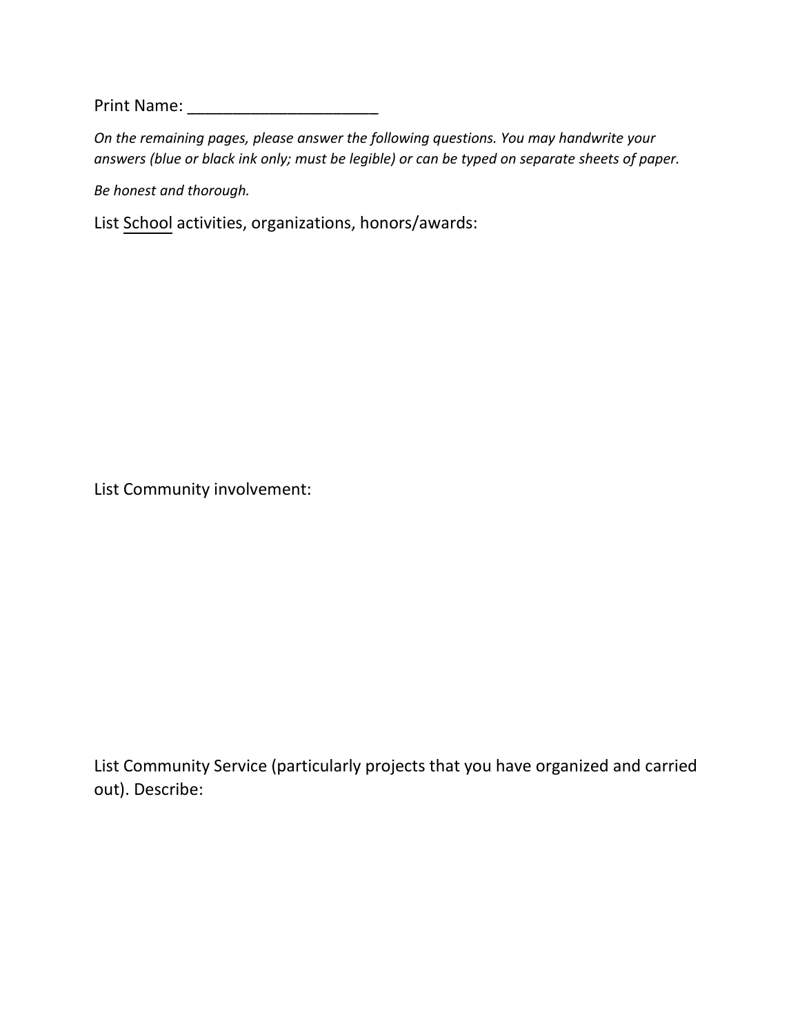Print Name: _____________________

*On the remaining pages, please answer the following questions. You may handwrite your answers (blue or black ink only; must be legible) or can be typed on separate sheets of paper.*

*Be honest and thorough.*

List <u>School</u> activities, organizations, honors/awards:

List Community involvement:

List Community Service (particularly projects that you have organized and carried out). Describe: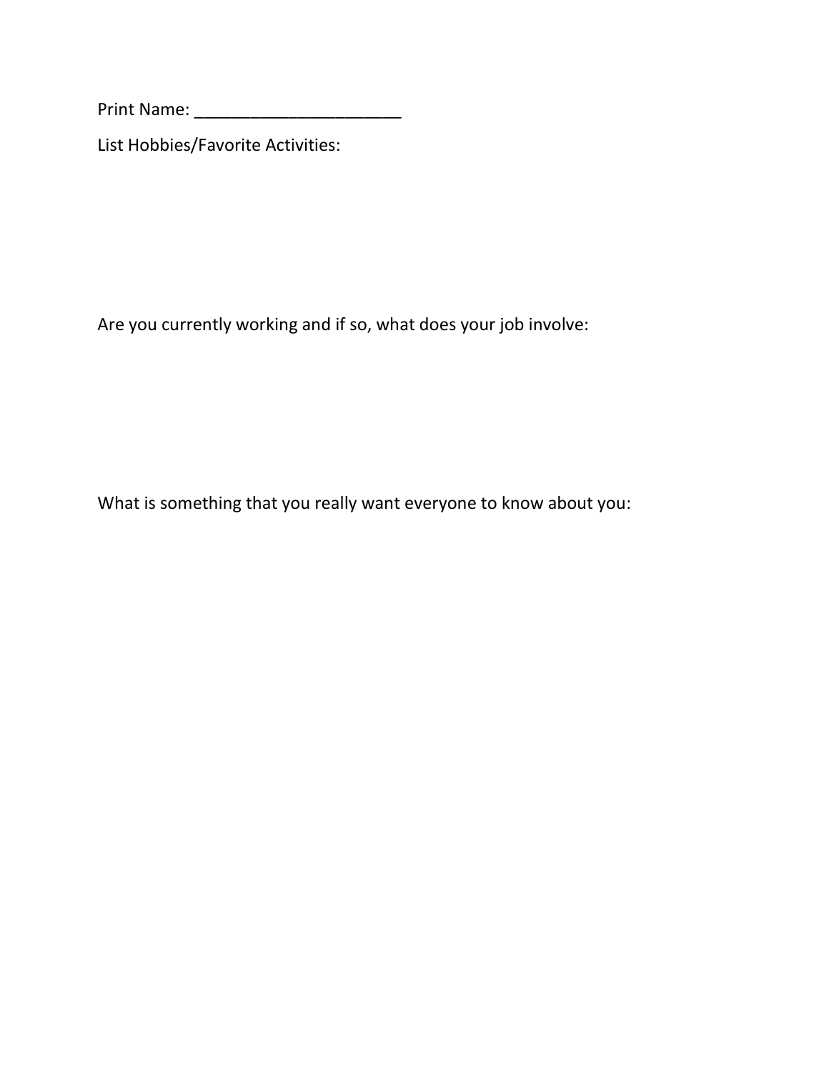Print Name: ______________________

List Hobbies/Favorite Activities:

Are you currently working and if so, what does your job involve:

What is something that you really want everyone to know about you: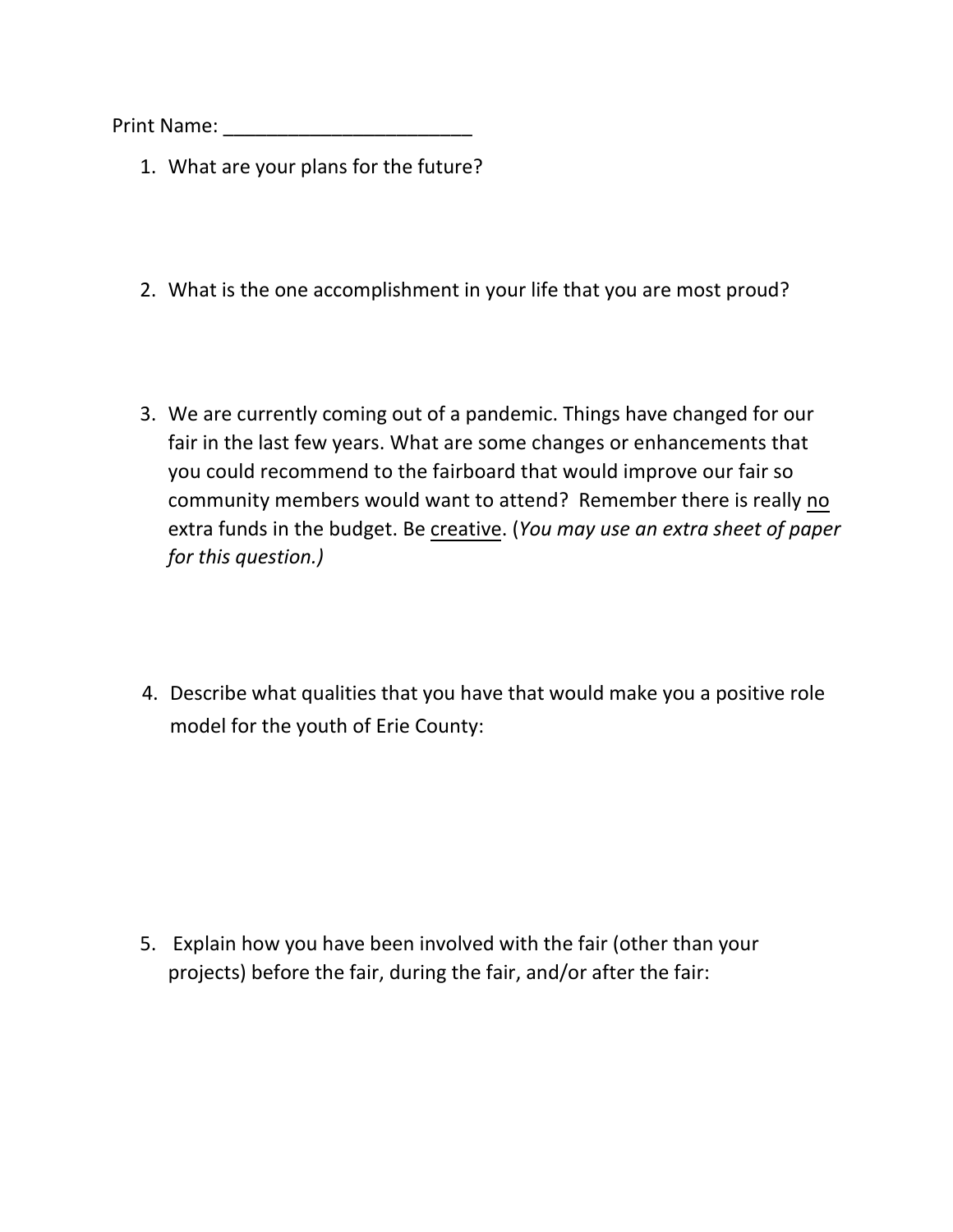Print Name: _______________________

1. What are your plans for the future?

2. What is the one accomplishment in your life that you are most proud?

3. We are currently coming out of a pandemic. Things have changed for our fair in the last few years. What are some changes or enhancements that you could recommend to the fairboard that would improve our fair so community members would want to attend? Remember there is really <u>no</u> extra funds in the budget. Be <u>creative</u>. (*You may use an extra sheet of paper for this question.)*

4. Describe what qualities that you have that would make you a positive role model for the youth of Erie County:

5. Explain how you have been involved with the fair (other than your projects) before the fair, during the fair, and/or after the fair: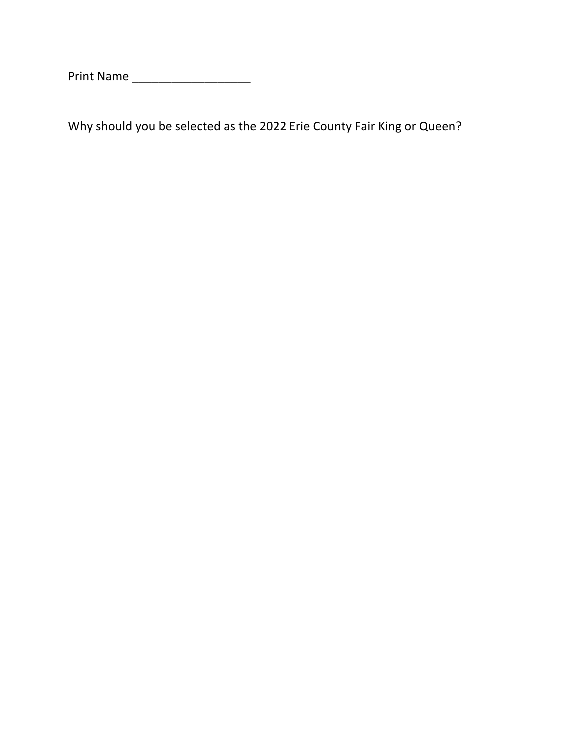Print Name ___________________

Why should you be selected as the 2022 Erie County Fair King or Queen?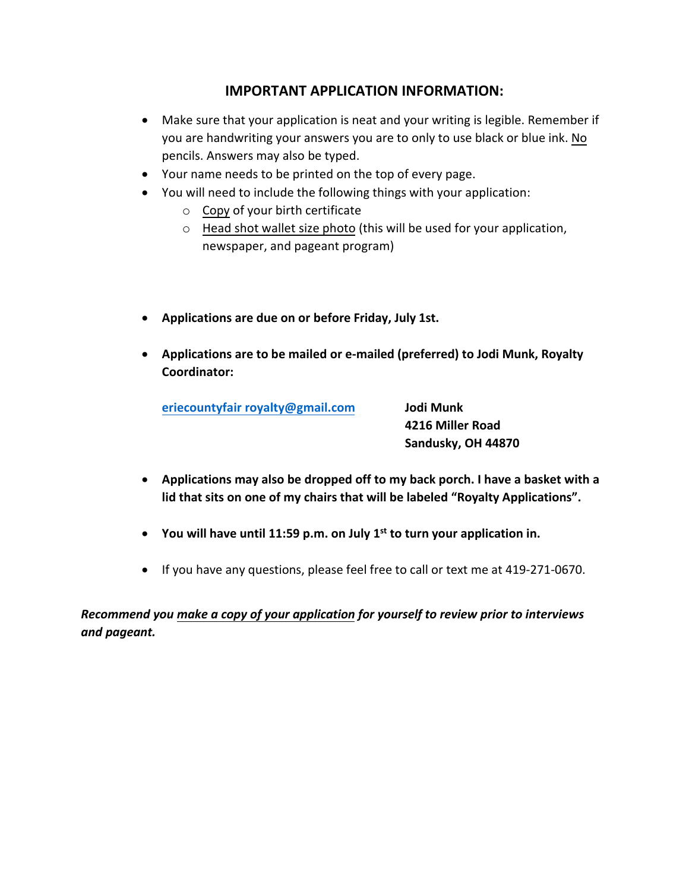## IMPORTANT APPLICATION INFORMATION:

- Make sure that your application is neat and your writing is legible. Remember if you are handwriting your answers you are to only to use black or blue ink. No pencils. Answers may also be typed.
- Your name needs to be printed on the top of every page.
- You will need to include the following things with your application:
  - Copy of your birth certificate
  - Head shot wallet size photo (this will be used for your application, newspaper, and pageant program)

- **Applications are due on or before Friday, July 1st.**
- **Applications are to be mailed or e-mailed (preferred) to Jodi Munk, Royalty Coordinator:**

  **eriecountyfair royalty@gmail.com**

  **Jodi Munk**
  **4216 Miller Road**
  **Sandusky, OH 44870**

- **Applications may also be dropped off to my back porch. I have a basket with a lid that sits on one of my chairs that will be labeled "Royalty Applications".**
- **You will have until 11:59 p.m. on July 1st to turn your application in.**
- If you have any questions, please feel free to call or text me at 419-271-0670.

***Recommend you make a copy of your application for yourself to review prior to interviews and pageant.***